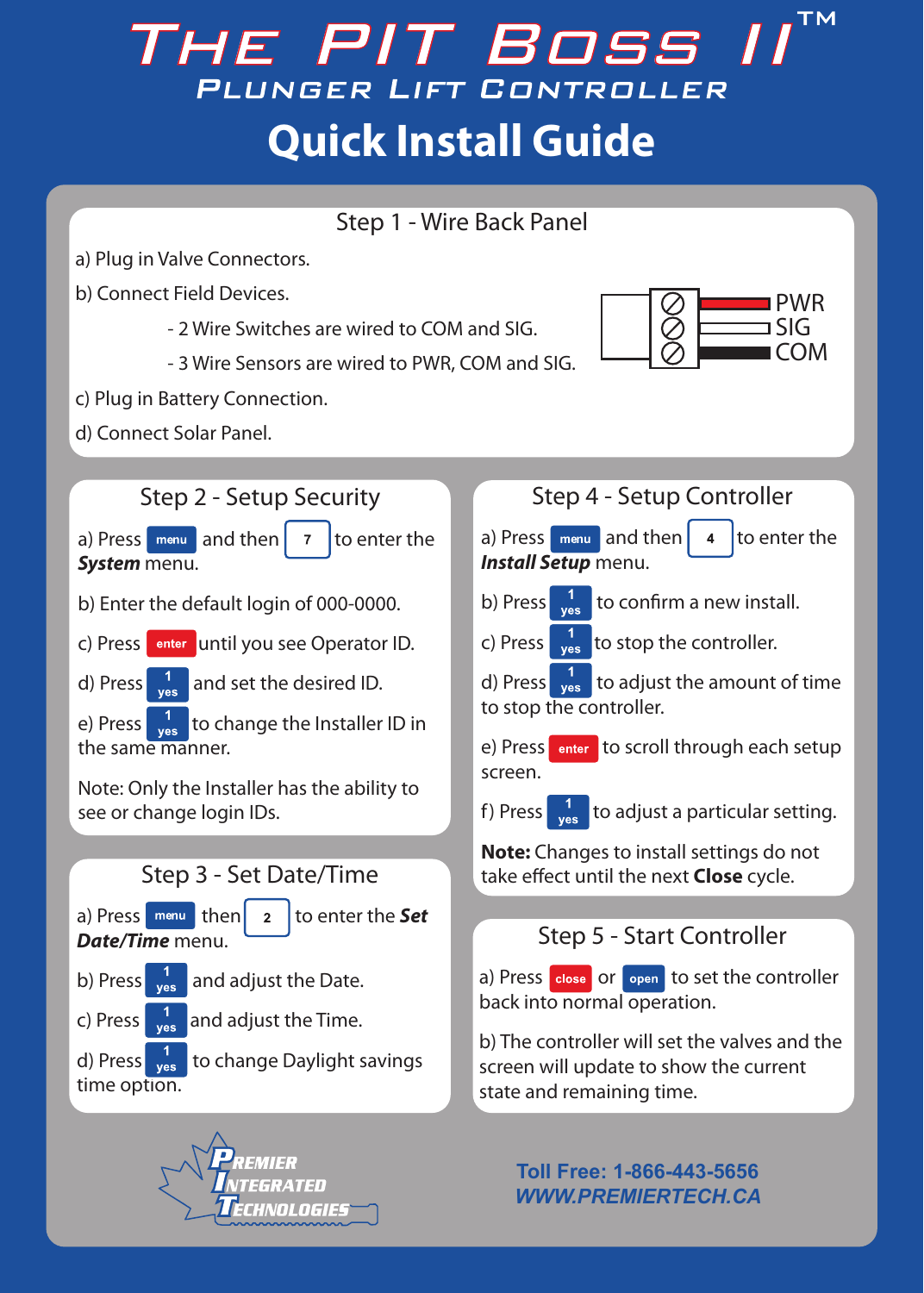# THE PIT BOSS II™

## PLUNGER LIFT CONTROLLER

# Quick Install Guide

## Step 1 - Wire Back Panel

a) Plug in Valve Connectors.

b) Connect Field Devices.

- 2 Wire Switches are wired to COM and SIG.
- 3 Wire Sensors are wired to PWR, COM and SIG.

c) Plug in Battery Connection.

d) Connect Solar Panel.

PWR
SIG
COM

## Step 2 - Setup Security

a) Press **menu** and then **7** to enter the ***System*** menu.

b) Enter the default login of 000-0000.

c) Press **enter** until you see Operator ID.

d) Press **1 yes** and set the desired ID.

e) Press **1 yes** to change the Installer ID in the same manner.

Note: Only the Installer has the ability to see or change login IDs.

## Step 3 - Set Date/Time

a) Press **menu** then **2** to enter the ***Set Date/Time*** menu.

b) Press **1 yes** and adjust the Date.

c) Press **1 yes** and adjust the Time.

d) Press **1 yes** to change Daylight savings time option.

## Step 4 - Setup Controller

a) Press **menu** and then **4** to enter the ***Install Setup*** menu.

b) Press **1 yes** to confirm a new install.

c) Press **1 yes** to stop the controller.

d) Press **1 yes** to adjust the amount of time to stop the controller.

e) Press **enter** to scroll through each setup screen.

f) Press **1 yes** to adjust a particular setting.

**Note:** Changes to install settings do not take effect until the next **Close** cycle.

## Step 5 - Start Controller

a) Press **close** or **open** to set the controller back into normal operation.

b) The controller will set the valves and the screen will update to show the current state and remaining time.

PREMIER INTEGRATED TECHNOLOGIES

**Toll Free: 1-866-443-5656**
**WWW.PREMIERTECH.CA**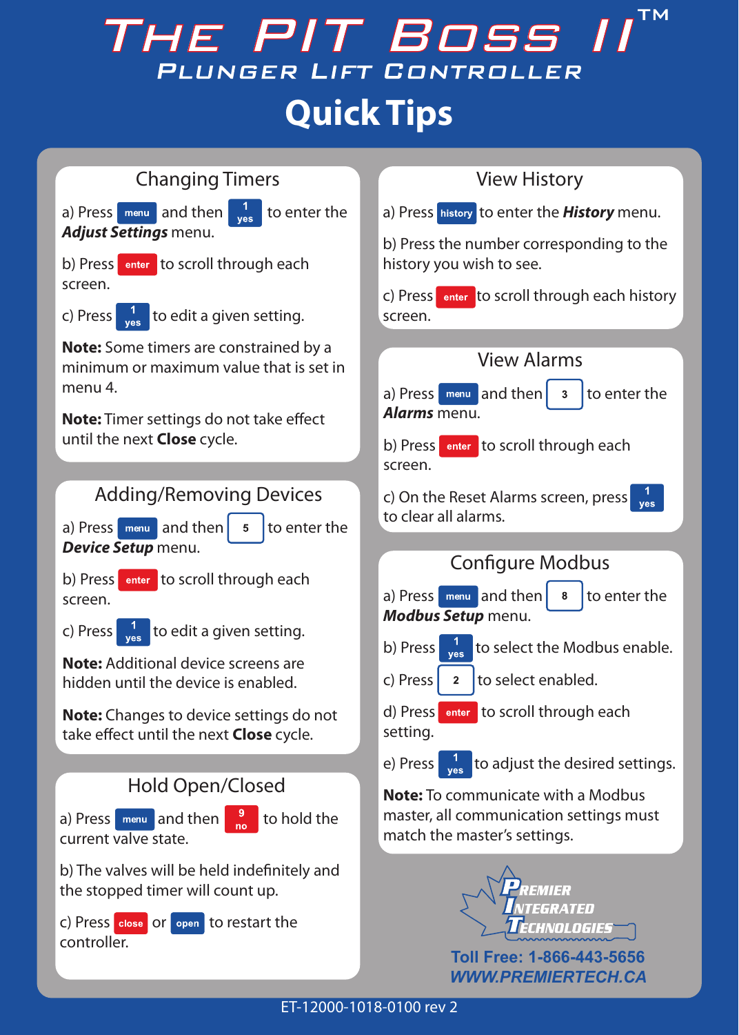# THE PIT BOSS II™

## PLUNGER LIFT CONTROLLER

# Quick Tips

## Changing Timers

a) Press **menu** and then **1 yes** to enter the ***Adjust Settings*** menu.

b) Press **enter** to scroll through each screen.

c) Press **1 yes** to edit a given setting.

**Note:** Some timers are constrained by a minimum or maximum value that is set in menu 4.

**Note:** Timer settings do not take effect until the next **Close** cycle.

## Adding/Removing Devices

a) Press **menu** and then **5** to enter the ***Device Setup*** menu.

b) Press **enter** to scroll through each screen.

c) Press **1 yes** to edit a given setting.

**Note:** Additional device screens are hidden until the device is enabled.

**Note:** Changes to device settings do not take effect until the next **Close** cycle.

## Hold Open/Closed

a) Press **menu** and then **9 no** to hold the current valve state.

b) The valves will be held indefinitely and the stopped timer will count up.

c) Press **close** or **open** to restart the controller.

## View History

a) Press **history** to enter the ***History*** menu.

b) Press the number corresponding to the history you wish to see.

c) Press **enter** to scroll through each history screen.

## View Alarms

a) Press **menu** and then **3** to enter the ***Alarms*** menu.

b) Press **enter** to scroll through each screen.

c) On the Reset Alarms screen, press **1 yes** to clear all alarms.

## Configure Modbus

a) Press **menu** and then **8** to enter the ***Modbus Setup*** menu.

b) Press **1 yes** to select the Modbus enable.

c) Press **2** to select enabled.

d) Press **enter** to scroll through each setting.

e) Press **1 yes** to adjust the desired settings.

**Note:** To communicate with a Modbus master, all communication settings must match the master's settings.

PREMIER INTEGRATED TECHNOLOGIES

Toll Free: 1-866-443-5656

WWW.PREMIERTECH.CA

ET-12000-1018-0100 rev 2